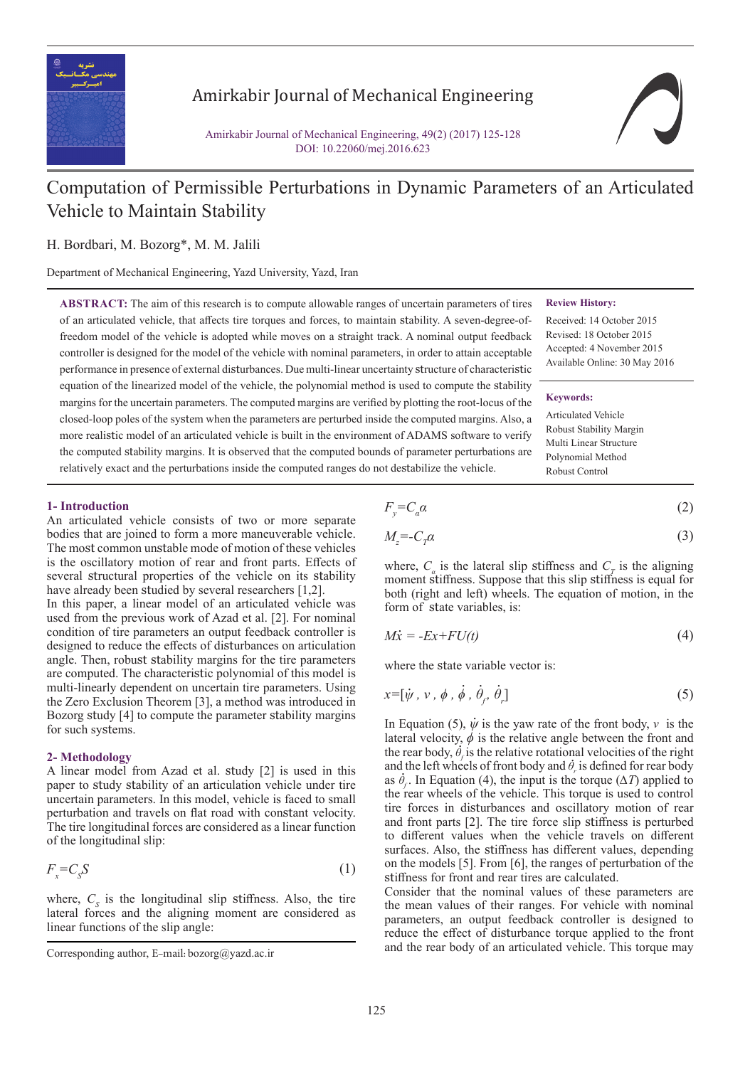# Computation of Permissible Perturbations in Dynamic Parameters of an Articulated Vehicle to Maintain Stability

H. Bordbari, M. Bozorg*, M. M. Jalili

Department of Mechanical Engineering, Yazd University, Yazd, Iran

**ABSTRACT:** The aim of this research is to compute allowable ranges of uncertain parameters of tires of an articulated vehicle, that affects tire torques and forces, to maintain stability. A seven-degree-of-freedom model of the vehicle is adopted while moves on a straight track. A nominal output feedback controller is designed for the model of the vehicle with nominal parameters, in order to attain acceptable performance in presence of external disturbances. Due multi-linear uncertainty structure of characteristic equation of the linearized model of the vehicle, the polynomial method is used to compute the stability margins for the uncertain parameters. The computed margins are verified by plotting the root-locus of the closed-loop poles of the system when the parameters are perturbed inside the computed margins. Also, a more realistic model of an articulated vehicle is built in the environment of ADAMS software to verify the computed stability margins. It is observed that the computed bounds of parameter perturbations are relatively exact and the perturbations inside the computed ranges do not destabilize the vehicle.

**Review History:**

Received: 14 October 2015
Revised: 18 October 2015
Accepted: 4 November 2015
Available Online: 30 May 2016

**Keywords:**

Articulated Vehicle
Robust Stability Margin
Multi Linear Structure
Polynomial Method
Robust Control

## 1- Introduction

An articulated vehicle consists of two or more separate bodies that are joined to form a more maneuverable vehicle. The most common unstable mode of motion of these vehicles is the oscillatory motion of rear and front parts. Effects of several structural properties of the vehicle on its stability have already been studied by several researchers [1,2].

In this paper, a linear model of an articulated vehicle was used from the previous work of Azad et al. [2]. For nominal condition of tire parameters an output feedback controller is designed to reduce the effects of disturbances on articulation angle. Then, robust stability margins for the tire parameters are computed. The characteristic polynomial of this model is multi-linearly dependent on uncertain tire parameters. Using the Zero Exclusion Theorem [3], a method was introduced in Bozorg study [4] to compute the parameter stability margins for such systems.

## 2- Methodology

A linear model from Azad et al. study [2] is used in this paper to study stability of an articulation vehicle under tire uncertain parameters. In this model, vehicle is faced to small perturbation and travels on flat road with constant velocity. The tire longitudinal forces are considered as a linear function of the longitudinal slip:

$$F_x = C_S S \tag{1}$$

where, $C_S$ is the longitudinal slip stiffness. Also, the tire lateral forces and the aligning moment are considered as linear functions of the slip angle:

$$F_y = C_\alpha \alpha \tag{2}$$

$$M_z = -C_T \alpha \tag{3}$$

where, $C_\alpha$ is the lateral slip stiffness and $C_T$ is the aligning moment stiffness. Suppose that this slip stiffness is equal for both (right and left) wheels. The equation of motion, in the form of state variables, is:

$$M\dot{x} = -Ex + FU(t) \tag{4}$$

where the state variable vector is:

$$x = [\dot{\psi}, v, \phi, \dot{\phi}, \dot{\theta}_f, \dot{\theta}_r] \tag{5}$$

In Equation (5), $\dot{\psi}$ is the yaw rate of the front body, $v$ is the lateral velocity, $\phi$ is the relative angle between the front and the rear body, $\dot{\theta}_f$ is the relative rotational velocities of the right and the left wheels of front body and $\dot{\theta}_r$ is defined for rear body as $\dot{\theta}_f$. In Equation (4), the input is the torque ($\Delta T$) applied to the rear wheels of the vehicle. This torque is used to control tire forces in disturbances and oscillatory motion of rear and front parts [2]. The tire force slip stiffness is perturbed to different values when the vehicle travels on different surfaces. Also, the stiffness has different values, depending on the models [5]. From [6], the ranges of perturbation of the stiffness for front and rear tires are calculated.

Consider that the nominal values of these parameters are the mean values of their ranges. For vehicle with nominal parameters, an output feedback controller is designed to reduce the effect of disturbance torque applied to the front and the rear body of an articulated vehicle. This torque may

Corresponding author, E-mail: bozorg@yazd.ac.ir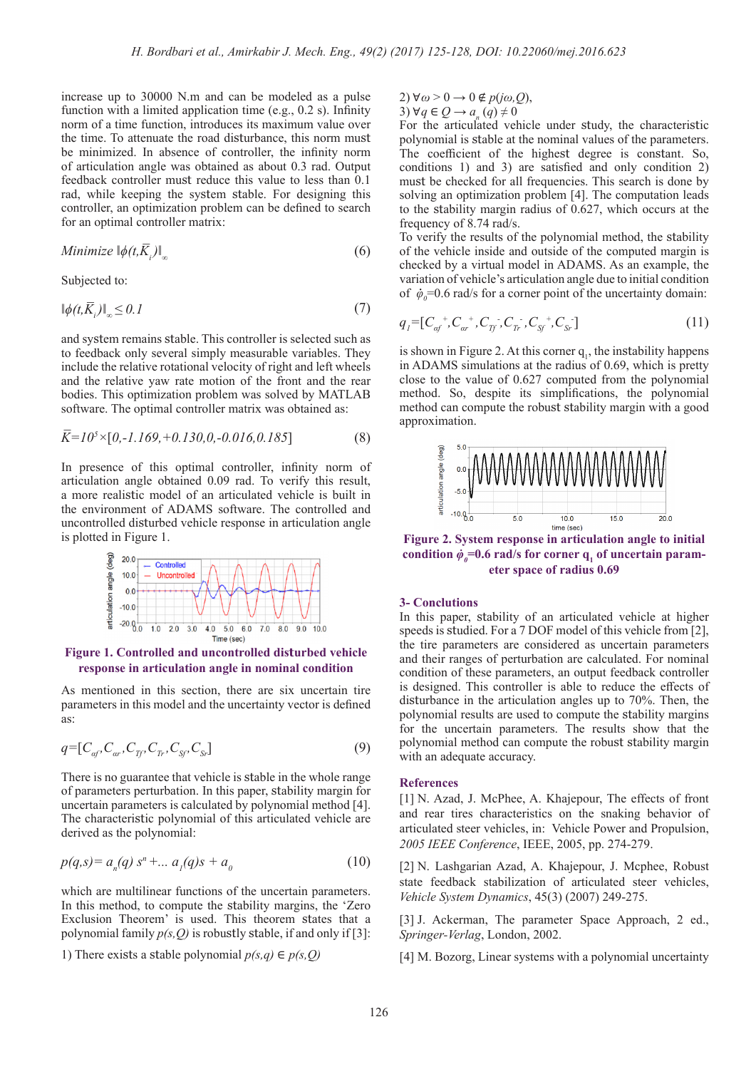increase up to 30000 N.m and can be modeled as a pulse function with a limited application time (e.g., 0.2 s). Infinity norm of a time function, introduces its maximum value over the time. To attenuate the road disturbance, this norm must be minimized. In absence of controller, the infinity norm of articulation angle was obtained as about 0.3 rad. Output feedback controller must reduce this value to less than 0.1 rad, while keeping the system stable. For designing this controller, an optimization problem can be defined to search for an optimal controller matrix:

$$Minimize \ \|\phi(t,\bar{K}_i)\|_\infty \tag{6}$$

Subjected to:

$$\|\phi(t,\bar{K}_i)\|_\infty \leq 0.1 \tag{7}$$

and system remains stable. This controller is selected such as to feedback only several simply measurable variables. They include the relative rotational velocity of right and left wheels and the relative yaw rate motion of the front and the rear bodies. This optimization problem was solved by MATLAB software. The optimal controller matrix was obtained as:

$$\bar{K}=10^5\times[0,-1.169,+0.130,0,-0.016,0.185] \tag{8}$$

In presence of this optimal control, infinity norm of articulation angle obtained 0.09 rad. To verify this result, a more realistic model of an articulated vehicle is built in the environment of ADAMS software. The controlled and uncontrolled disturbed vehicle response in articulation angle is plotted in Figure 1.

**Figure 1. Controlled and uncontrolled disturbed vehicle response in articulation angle in nominal condition**

As mentioned in this section, there are six uncertain tire parameters in this model and the uncertainty vector is defined as:

$$q=[C_{af},C_{ar},C_{Tf},C_{Tr},C_{Sf},C_{Sr}] \tag{9}$$

There is no guarantee that vehicle is stable in the whole range of parameters perturbation. In this paper, stability margin for uncertain parameters is calculated by polynomial method [4]. The characteristic polynomial of this articulated vehicle are derived as the polynomial:

$$p(q,s)= a_n(q)\, s^n +\dots a_1(q)s + a_0 \tag{10}$$

which are multilinear functions of the uncertain parameters. In this method, to compute the stability margins, the 'Zero Exclusion Theorem' is used. This theorem states that a polynomial family $p(s,Q)$ is robustly stable, if and only if [3]:

1) There exists a stable polynomial $p(s,q) \in p(s,Q)$
2) $\forall \omega > 0 \rightarrow 0 \notin p(j\omega,Q)$,
3) $\forall q \in Q \rightarrow a_n(q) \neq 0$

For the articulated vehicle under study, the characteristic polynomial is stable at the nominal values of the parameters. The coefficient of the highest degree is constant. So, conditions 1) and 3) are satisfied and only condition 2) must be checked for all frequencies. This search is done by solving an optimization problem [4]. The computation leads to the stability margin radius of 0.627, which occurs at the frequency of 8.74 rad/s.

To verify the results of the polynomial method, the stability of the vehicle inside and outside of the computed margin is checked by a virtual model in ADAMS. As an example, the variation of vehicle's articulation angle due to initial condition of $\dot{\varphi}_0$=0.6 rad/s for a corner point of the uncertainty domain:

$$q_1=[C_{af}^{\ +},C_{ar}^{\ +},C_{Tf}^{\ -},C_{Tr}^{\ -},C_{Sf}^{\ +},C_{Sr}^{\ -}] \tag{11}$$

is shown in Figure 2. At this corner $q_1$, the instability happens in ADAMS simulations at the radius of 0.69, which is pretty close to the value of 0.627 computed from the polynomial method. So, despite its simplifications, the polynomial method can compute the robust stability margin with a good approximation.

**Figure 2. System response in articulation angle to initial condition $\dot{\varphi}_0$=0.6 rad/s for corner $q_1$ of uncertain parameter space of radius 0.69**

## 3- Conclutions

In this paper, stability of an articulated vehicle at higher speeds is studied. For a 7 DOF model of this vehicle from [2], the tire parameters are considered as uncertain parameters and their ranges of perturbation are calculated. For nominal condition of these parameters, an output feedback controller is designed. This controller is able to reduce the effects of disturbance in the articulation angles up to 70%. Then, the polynomial results are used to compute the stability margins for the uncertain parameters. The results show that the polynomial method can compute the robust stability margin with an adequate accuracy.

## References

[1] N. Azad, J. McPhee, A. Khajepour, The effects of front and rear tires characteristics on the snaking behavior of articulated steer vehicles, in: Vehicle Power and Propulsion, *2005 IEEE Conference*, IEEE, 2005, pp. 274-279.

[2] N. Lashgarian Azad, A. Khajepour, J. Mcphee, Robust state feedback stabilization of articulated steer vehicles, *Vehicle System Dynamics*, 45(3) (2007) 249-275.

[3] J. Ackerman, The parameter Space Approach, 2 ed., *Springer-Verlag*, London, 2002.

[4] M. Bozorg, Linear systems with a polynomial uncertainty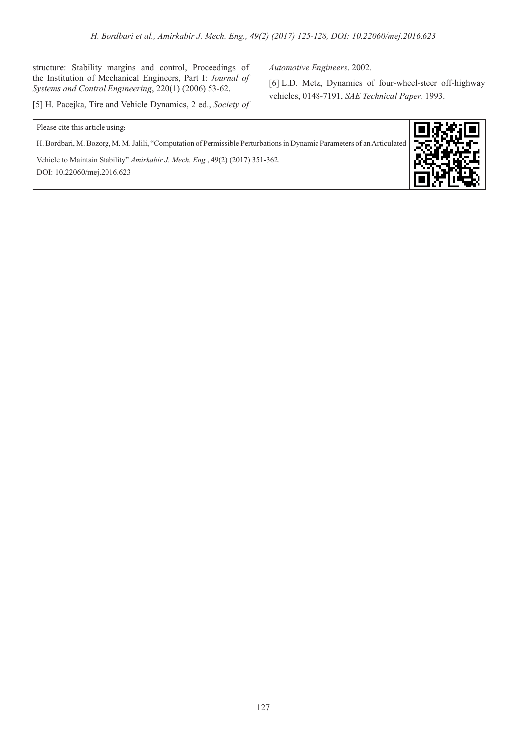structure: Stability margins and control, Proceedings of the Institution of Mechanical Engineers, Part I: *Journal of Systems and Control Engineering*, 220(1) (2006) 53-62.

[5] H. Pacejka, Tire and Vehicle Dynamics, 2 ed., *Society of Automotive Engineers*. 2002.

[6] L.D. Metz, Dynamics of four-wheel-steer off-highway vehicles, 0148-7191, *SAE Technical Paper*, 1993.

Please cite this article using:

H. Bordbari, M. Bozorg, M. M. Jalili, "Computation of Permissible Perturbations in Dynamic Parameters of an Articulated Vehicle to Maintain Stability" *Amirkabir J. Mech. Eng.*, 49(2) (2017) 351-362.

DOI: 10.22060/mej.2016.623